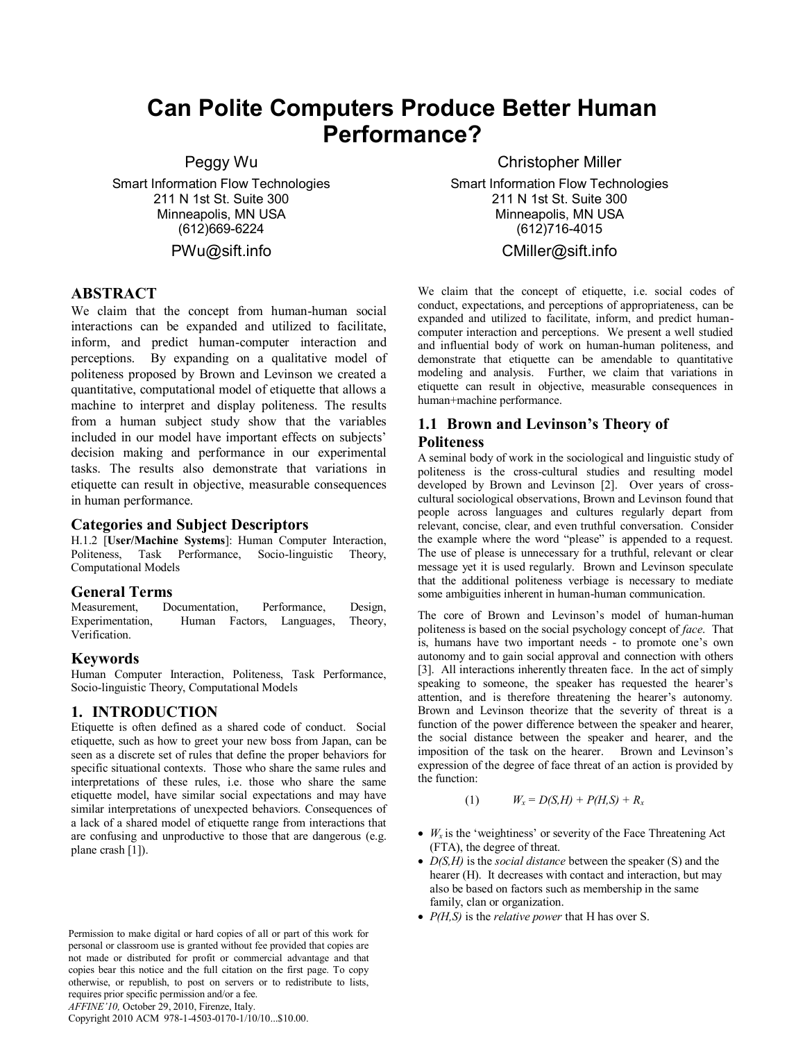# Can Polite Computers Produce Better Human Performance?

Peggy Wu
Smart Information Flow Technologies
211 N 1st St. Suite 300
Minneapolis, MN USA
(612)669-6224
PWu@sift.info

Christopher Miller
Smart Information Flow Technologies
211 N 1st St. Suite 300
Minneapolis, MN USA
(612)716-4015
CMiller@sift.info

## ABSTRACT

We claim that the concept from human-human social interactions can be expanded and utilized to facilitate, inform, and predict human-computer interaction and perceptions. By expanding on a qualitative model of politeness proposed by Brown and Levinson we created a quantitative, computational model of etiquette that allows a machine to interpret and display politeness. The results from a human subject study show that the variables included in our model have important effects on subjects' decision making and performance in our experimental tasks. The results also demonstrate that variations in etiquette can result in objective, measurable consequences in human performance.

## Categories and Subject Descriptors

H.1.2 [**User/Machine Systems**]: Human Computer Interaction, Politeness, Task Performance, Socio-linguistic Theory, Computational Models

## General Terms

Measurement, Documentation, Performance, Design, Experimentation, Human Factors, Languages, Theory, Verification.

## Keywords

Human Computer Interaction, Politeness, Task Performance, Socio-linguistic Theory, Computational Models

## 1. INTRODUCTION

Etiquette is often defined as a shared code of conduct. Social etiquette, such as how to greet your new boss from Japan, can be seen as a discrete set of rules that define the proper behaviors for specific situational contexts. Those who share the same rules and interpretations of these rules, i.e. those who share the same etiquette model, have similar social expectations and may have similar interpretations of unexpected behaviors. Consequences of a lack of a shared model of etiquette range from interactions that are confusing and unproductive to those that are dangerous (e.g. plane crash [1]).

We claim that the concept of etiquette, i.e. social codes of conduct, expectations, and perceptions of appropriateness, can be expanded and utilized to facilitate, inform, and predict human-computer interaction and perceptions. We present a well studied and influential body of work on human-human politeness, and demonstrate that etiquette can be amendable to quantitative modeling and analysis. Further, we claim that variations in etiquette can result in objective, measurable consequences in human+machine performance.

### 1.1 Brown and Levinson's Theory of Politeness

A seminal body of work in the sociological and linguistic study of politeness is the cross-cultural studies and resulting model developed by Brown and Levinson [2]. Over years of cross-cultural sociological observations, Brown and Levinson found that people across languages and cultures regularly depart from relevant, concise, clear, and even truthful conversation. Consider the example where the word "please" is appended to a request. The use of please is unnecessary for a truthful, relevant or clear message yet it is used regularly. Brown and Levinson speculate that the additional politeness verbiage is necessary to mediate some ambiguities inherent in human-human communication.

The core of Brown and Levinson's model of human-human politeness is based on the social psychology concept of *face*. That is, humans have two important needs - to promote one's own autonomy and to gain social approval and connection with others [3]. All interactions inherently threaten face. In the act of simply speaking to someone, the speaker has requested the hearer's attention, and is therefore threatening the hearer's autonomy. Brown and Levinson theorize that the severity of threat is a function of the power difference between the speaker and hearer, the social distance between the speaker and hearer, and the imposition of the task on the hearer. Brown and Levinson's expression of the degree of face threat of an action is provided by the function:

$$W_x = D(S,H) + P(H,S) + R_x \quad (1)$$

- $W_x$ is the 'weightiness' or severity of the Face Threatening Act (FTA), the degree of threat.
- $D(S,H)$ is the *social distance* between the speaker (S) and the hearer (H). It decreases with contact and interaction, but may also be based on factors such as membership in the same family, clan or organization.
- $P(H,S)$ is the *relative power* that H has over S.

Permission to make digital or hard copies of all or part of this work for personal or classroom use is granted without fee provided that copies are not made or distributed for profit or commercial advantage and that copies bear this notice and the full citation on the first page. To copy otherwise, or republish, to post on servers or to redistribute to lists, requires prior specific permission and/or a fee.
*AFFINE'10,* October 29, 2010, Firenze, Italy.
Copyright 2010 ACM 978-1-4503-0170-1/10/10...$10.00.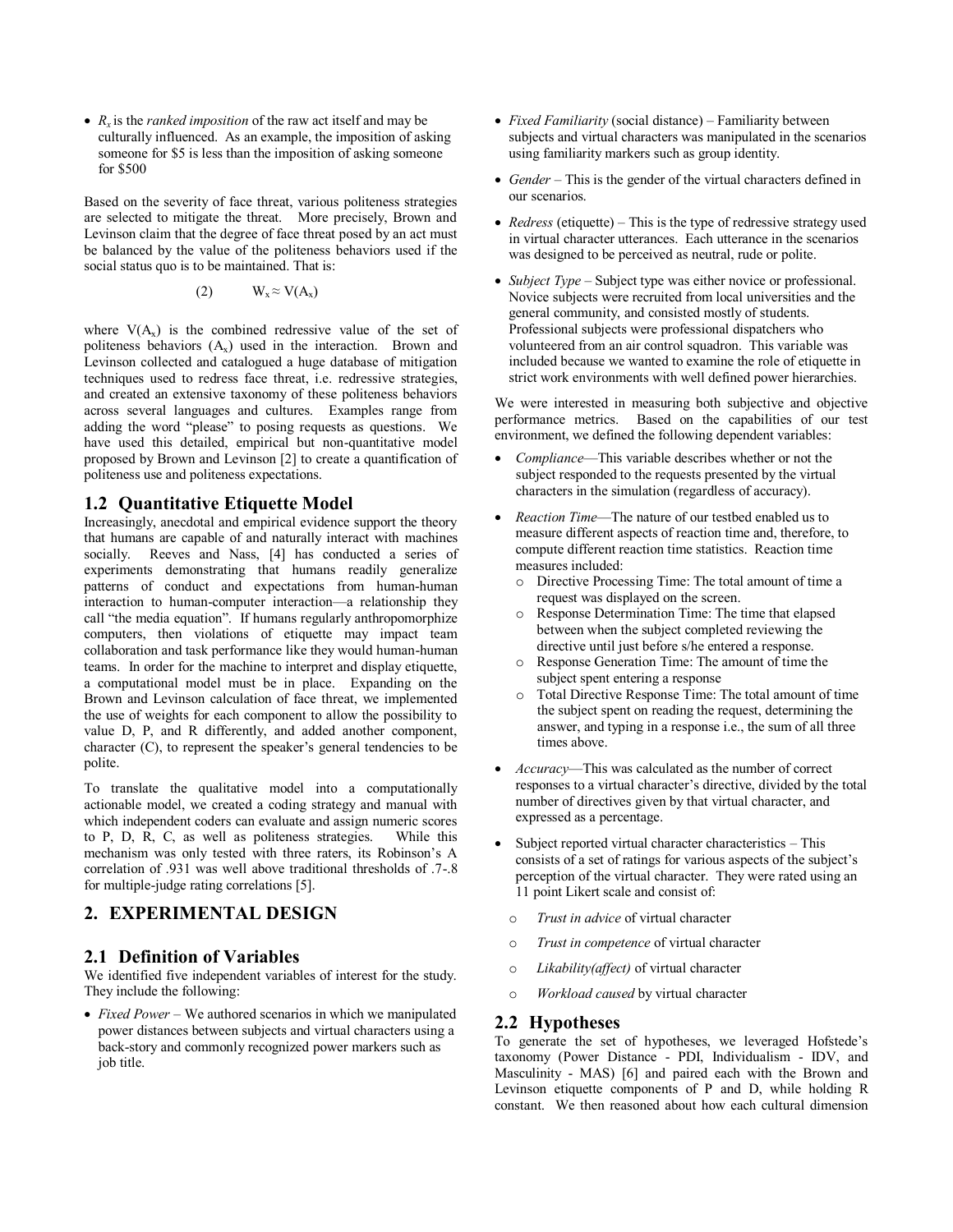- $R_x$ is the *ranked imposition* of the raw act itself and may be culturally influenced. As an example, the imposition of asking someone for \$5 is less than the imposition of asking someone for \$500

Based on the severity of face threat, various politeness strategies are selected to mitigate the threat. More precisely, Brown and Levinson claim that the degree of face threat posed by an act must be balanced by the value of the politeness behaviors used if the social status quo is to be maintained. That is:

$$(2) \qquad W_x \approx V(A_x)$$

where $V(A_x)$ is the combined redressive value of the set of politeness behaviors ($A_x$) used in the interaction. Brown and Levinson collected and catalogued a huge database of mitigation techniques used to redress face threat, i.e. redressive strategies, and created an extensive taxonomy of these politeness behaviors across several languages and cultures. Examples range from adding the word "please" to posing requests as questions. We have used this detailed, empirical but non-quantitative model proposed by Brown and Levinson [2] to create a quantification of politeness use and politeness expectations.

## 1.2 Quantitative Etiquette Model

Increasingly, anecdotal and empirical evidence support the theory that humans are capable of and naturally interact with machines socially. Reeves and Nass, [4] has conducted a series of experiments demonstrating that humans readily generalize patterns of conduct and expectations from human-human interaction to human-computer interaction—a relationship they call "the media equation". If humans regularly anthropomorphize computers, then violations of etiquette may impact team collaboration and task performance like they would human-human teams. In order for the machine to interpret and display etiquette, a computational model must be in place. Expanding on the Brown and Levinson calculation of face threat, we implemented the use of weights for each component to allow the possibility to value D, P, and R differently, and added another component, character (C), to represent the speaker's general tendencies to be polite.

To translate the qualitative model into a computationally actionable model, we created a coding strategy and manual with which independent coders can evaluate and assign numeric scores to P, D, R, C, as well as politeness strategies. While this mechanism was only tested with three raters, its Robinson's A correlation of .931 was well above traditional thresholds of .7-.8 for multiple-judge rating correlations [5].

# 2. EXPERIMENTAL DESIGN

## 2.1 Definition of Variables

We identified five independent variables of interest for the study. They include the following:

- *Fixed Power* – We authored scenarios in which we manipulated power distances between subjects and virtual characters using a back-story and commonly recognized power markers such as job title.
- *Fixed Familiarity* (social distance) – Familiarity between subjects and virtual characters was manipulated in the scenarios using familiarity markers such as group identity.
- *Gender* – This is the gender of the virtual characters defined in our scenarios.
- *Redress* (etiquette) – This is the type of redressive strategy used in virtual character utterances. Each utterance in the scenarios was designed to be perceived as neutral, rude or polite.
- *Subject Type* – Subject type was either novice or professional. Novice subjects were recruited from local universities and the general community, and consisted mostly of students. Professional subjects were professional dispatchers who volunteered from an air control squadron. This variable was included because we wanted to examine the role of etiquette in strict work environments with well defined power hierarchies.

We were interested in measuring both subjective and objective performance metrics. Based on the capabilities of our test environment, we defined the following dependent variables:

- *Compliance*—This variable describes whether or not the subject responded to the requests presented by the virtual characters in the simulation (regardless of accuracy).
- *Reaction Time*—The nature of our testbed enabled us to measure different aspects of reaction time and, therefore, to compute different reaction time statistics. Reaction time measures included:
  - Directive Processing Time: The total amount of time a request was displayed on the screen.
  - Response Determination Time: The time that elapsed between when the subject completed reviewing the directive until just before s/he entered a response.
  - Response Generation Time: The amount of time the subject spent entering a response
  - Total Directive Response Time: The total amount of time the subject spent on reading the request, determining the answer, and typing in a response i.e., the sum of all three times above.
- *Accuracy*—This was calculated as the number of correct responses to a virtual character's directive, divided by the total number of directives given by that virtual character, and expressed as a percentage.
- Subject reported virtual character characteristics – This consists of a set of ratings for various aspects of the subject's perception of the virtual character. They were rated using an 11 point Likert scale and consist of:
  - *Trust in advice* of virtual character
  - *Trust in competence* of virtual character
  - *Likability(affect)* of virtual character
  - *Workload caused* by virtual character

## 2.2 Hypotheses

To generate the set of hypotheses, we leveraged Hofstede's taxonomy (Power Distance - PDI, Individualism - IDV, and Masculinity - MAS) [6] and paired each with the Brown and Levinson etiquette components of P and D, while holding R constant. We then reasoned about how each cultural dimension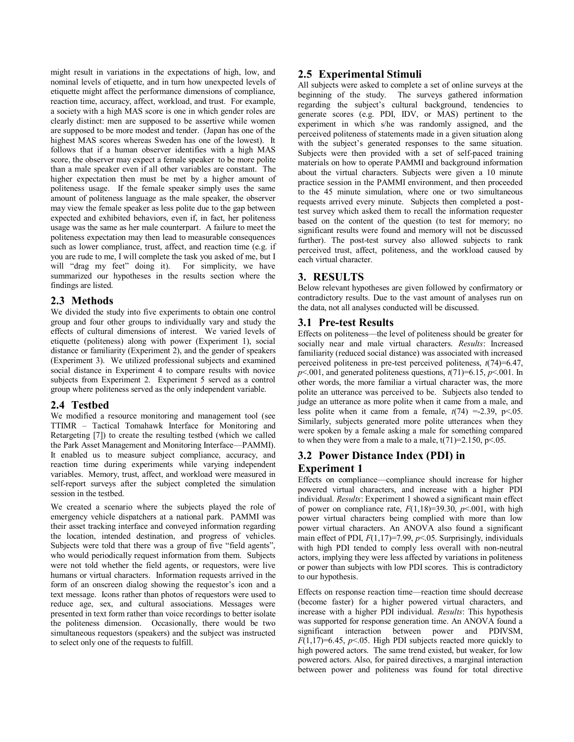might result in variations in the expectations of high, low, and nominal levels of etiquette, and in turn how unexpected levels of etiquette might affect the performance dimensions of compliance, reaction time, accuracy, affect, workload, and trust. For example, a society with a high MAS score is one in which gender roles are clearly distinct: men are supposed to be assertive while women are supposed to be more modest and tender. (Japan has one of the highest MAS scores whereas Sweden has one of the lowest). It follows that if a human observer identifies with a high MAS score, the observer may expect a female speaker to be more polite than a male speaker even if all other variables are constant. The higher expectation then must be met by a higher amount of politeness usage. If the female speaker simply uses the same amount of politeness language as the male speaker, the observer may view the female speaker as less polite due to the gap between expected and exhibited behaviors, even if, in fact, her politeness usage was the same as her male counterpart. A failure to meet the politeness expectation may then lead to measurable consequences such as lower compliance, trust, affect, and reaction time (e.g. if you are rude to me, I will complete the task you asked of me, but I will "drag my feet" doing it). For simplicity, we have summarized our hypotheses in the results section where the findings are listed.

## 2.3 Methods

We divided the study into five experiments to obtain one control group and four other groups to individually vary and study the effects of cultural dimensions of interest. We varied levels of etiquette (politeness) along with power (Experiment 1), social distance or familiarity (Experiment 2), and the gender of speakers (Experiment 3). We utilized professional subjects and examined social distance in Experiment 4 to compare results with novice subjects from Experiment 2. Experiment 5 served as a control group where politeness served as the only independent variable.

## 2.4 Testbed

We modified a resource monitoring and management tool (see TTIMR – Tactical Tomahawk Interface for Monitoring and Retargeting [7]) to create the resulting testbed (which we called the Park Asset Management and Monitoring Interface—PAMMI). It enabled us to measure subject compliance, accuracy, and reaction time during experiments while varying independent variables. Memory, trust, affect, and workload were measured in self-report surveys after the subject completed the simulation session in the testbed.

We created a scenario where the subjects played the role of emergency vehicle dispatchers at a national park. PAMMI was their asset tracking interface and conveyed information regarding the location, intended destination, and progress of vehicles. Subjects were told that there was a group of five "field agents", who would periodically request information from them. Subjects were not told whether the field agents, or requestors, were live humans or virtual characters. Information requests arrived in the form of an onscreen dialog showing the requestor's icon and a text message. Icons rather than photos of requestors were used to reduce age, sex, and cultural associations. Messages were presented in text form rather than voice recordings to better isolate the politeness dimension. Occasionally, there would be two simultaneous requestors (speakers) and the subject was instructed to select only one of the requests to fulfill.

## 2.5 Experimental Stimuli

All subjects were asked to complete a set of online surveys at the beginning of the study. The surveys gathered information regarding the subject's cultural background, tendencies to generate scores (e.g. PDI, IDV, or MAS) pertinent to the experiment in which s/he was randomly assigned, and the perceived politeness of statements made in a given situation along with the subject's generated responses to the same situation. Subjects were then provided with a set of self-paced training materials on how to operate PAMMI and background information about the virtual characters. Subjects were given a 10 minute practice session in the PAMMI environment, and then proceeded to the 45 minute simulation, where one or two simultaneous requests arrived every minute. Subjects then completed a post-test survey which asked them to recall the information requester based on the content of the question (to test for memory; no significant results were found and memory will not be discussed further). The post-test survey also allowed subjects to rank perceived trust, affect, politeness, and the workload caused by each virtual character.

# 3. RESULTS

Below relevant hypotheses are given followed by confirmatory or contradictory results. Due to the vast amount of analyses run on the data, not all analyses conducted will be discussed.

## 3.1 Pre-test Results

Effects on politeness—the level of politeness should be greater for socially near and male virtual characters. *Results*: Increased familiarity (reduced social distance) was associated with increased perceived politeness in pre-test perceived politeness, $t(74)=6.47$, $p<.001$, and generated politeness questions, $t(71)=6.15$, $p<.001$. In other words, the more familiar a virtual character was, the more polite an utterance was perceived to be. Subjects also tended to judge an utterance as more polite when it came from a male, and less polite when it came from a female, $t(74)=-2.39$, $p<.05$. Similarly, subjects generated more polite utterances when they were spoken by a female asking a male for something compared to when they were from a male to a male, $t(71)=2.150$, $p<.05$.

## 3.2 Power Distance Index (PDI) in Experiment 1

Effects on compliance—compliance should increase for higher powered virtual characters, and increase with a higher PDI individual. *Results*: Experiment 1 showed a significant main effect of power on compliance rate, $F(1,18)=39.30$, $p<.001$, with high power virtual characters being complied with more than low power virtual characters. An ANOVA also found a significant main effect of PDI, $F(1,17)=7.99$, $p<.05$. Surprisingly, individuals with high PDI tended to comply less overall with non-neutral actors, implying they were less affected by variations in politeness or power than subjects with low PDI scores. This is contradictory to our hypothesis.

Effects on response reaction time—reaction time should decrease (become faster) for a higher powered virtual characters, and increase with a higher PDI individual. *Results*: This hypothesis was supported for response generation time. An ANOVA found a significant interaction between power and PDIVSM, $F(1,17)=6.45$, $p<.05$. High PDI subjects reacted more quickly to high powered actors. The same trend existed, but weaker, for low powered actors. Also, for paired directives, a marginal interaction between power and politeness was found for total directive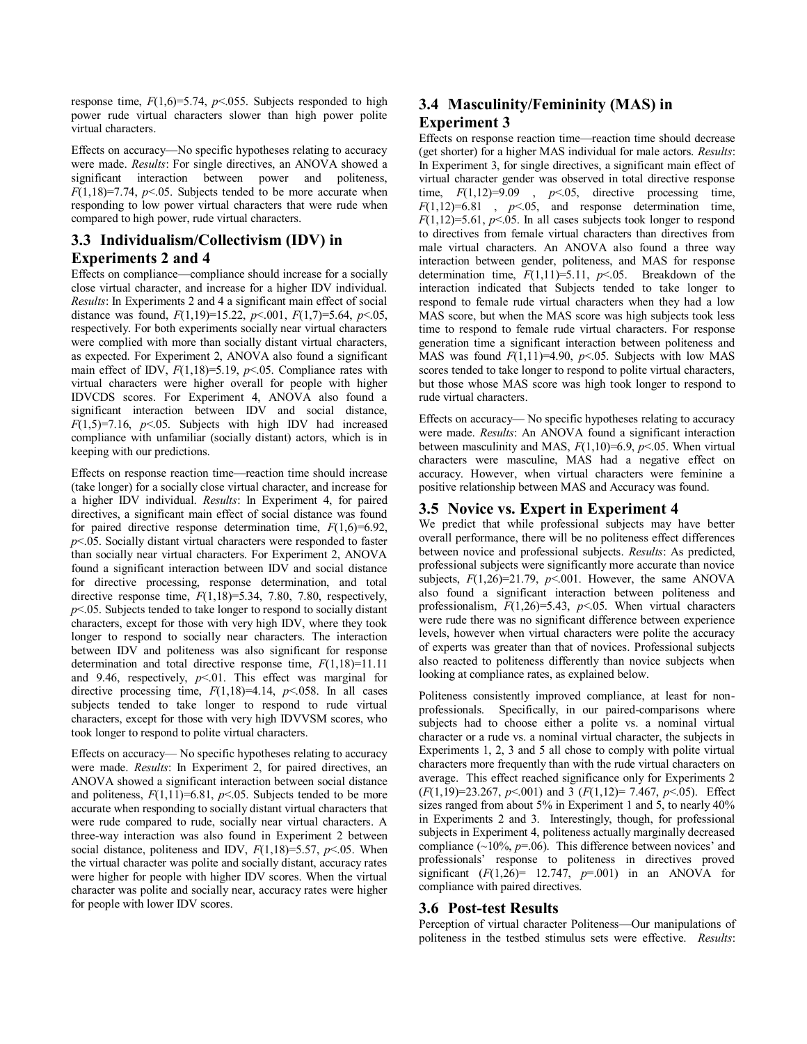response time, $F(1,6)=5.74$, $p<.055$. Subjects responded to high power rude virtual characters slower than high power polite virtual characters.

Effects on accuracy—No specific hypotheses relating to accuracy were made. *Results*: For single directives, an ANOVA showed a significant interaction between power and politeness, $F(1,18)=7.74$, $p<.05$. Subjects tended to be more accurate when responding to low power virtual characters that were rude when compared to high power, rude virtual characters.

### 3.3 Individualism/Collectivism (IDV) in Experiments 2 and 4

Effects on compliance—compliance should increase for a socially close virtual character, and increase for a higher IDV individual. *Results*: In Experiments 2 and 4 a significant main effect of social distance was found, $F(1,19)=15.22$, $p<.001$, $F(1,7)=5.64$, $p<.05$, respectively. For both experiments socially near virtual characters were complied with more than socially distant virtual characters, as expected. For Experiment 2, ANOVA also found a significant main effect of IDV, $F(1,18)=5.19$, $p<.05$. Compliance rates with virtual characters were higher overall for people with higher IDVCDS scores. For Experiment 4, ANOVA also found a significant interaction between IDV and social distance, $F(1,5)=7.16$, $p<.05$. Subjects with high IDV had increased compliance with unfamiliar (socially distant) actors, which is in keeping with our predictions.

Effects on response reaction time—reaction time should increase (take longer) for a socially close virtual character, and increase for a higher IDV individual. *Results*: In Experiment 4, for paired directives, a significant main effect of social distance was found for paired directive response determination time, $F(1,6)=6.92$, $p<.05$. Socially distant virtual characters were responded to faster than socially near virtual characters. For Experiment 2, ANOVA found a significant interaction between IDV and social distance for directive processing, response determination, and total directive response time, $F(1,18)=5.34$, 7.80, 7.80, respectively, $p<.05$. Subjects tended to take longer to respond to socially distant characters, except for those with very high IDV, where they took longer to respond to socially near characters. The interaction between IDV and politeness was also significant for response determination and total directive response time, $F(1,18)=11.11$ and 9.46, respectively, $p<.01$. This effect was marginal for directive processing time, $F(1,18)=4.14$, $p<.058$. In all cases subjects tended to take longer to respond to rude virtual characters, except for those with very high IDVVSM scores, who took longer to respond to polite virtual characters.

Effects on accuracy— No specific hypotheses relating to accuracy were made. *Results*: In Experiment 2, for paired directives, an ANOVA showed a significant interaction between social distance and politeness, $F(1,11)=6.81$, $p<.05$. Subjects tended to be more accurate when responding to socially distant virtual characters that were rude compared to rude, socially near virtual characters. A three-way interaction was also found in Experiment 2 between social distance, politeness and IDV, $F(1,18)=5.57$, $p<.05$. When the virtual character was polite and socially distant, accuracy rates were higher for people with higher IDV scores. When the virtual character was polite and socially near, accuracy rates were higher for people with lower IDV scores.

### 3.4 Masculinity/Femininity (MAS) in Experiment 3

Effects on response reaction time—reaction time should decrease (get shorter) for a higher MAS individual for male actors. *Results*: In Experiment 3, for single directives, a significant main effect of virtual character gender was observed in total directive response time, $F(1,12)=9.09$ , $p<.05$, directive processing time, $F(1,12)=6.81$ , $p<.05$, and response determination time, $F(1,12)=5.61$, $p<.05$. In all cases subjects took longer to respond to directives from female virtual characters than directives from male virtual characters. An ANOVA also found a three way interaction between gender, politeness, and MAS for response determination time, $F(1,11)=5.11$, $p<.05$. Breakdown of the interaction indicated that Subjects tended to take longer to respond to female rude virtual characters when they had a low MAS score, but when the MAS score was high subjects took less time to respond to female rude virtual characters. For response generation time a significant interaction between politeness and MAS was found $F(1,11)=4.90$, $p<.05$. Subjects with low MAS scores tended to take longer to respond to polite virtual characters, but those whose MAS score was high took longer to respond to rude virtual characters.

Effects on accuracy— No specific hypotheses relating to accuracy were made. *Results*: An ANOVA found a significant interaction between masculinity and MAS, $F(1,10)=6.9$, $p<.05$. When virtual characters were masculine, MAS had a negative effect on accuracy. However, when virtual characters were feminine a positive relationship between MAS and Accuracy was found.

### 3.5 Novice vs. Expert in Experiment 4

We predict that while professional subjects may have better overall performance, there will be no politeness effect differences between novice and professional subjects. *Results*: As predicted, professional subjects were significantly more accurate than novice subjects, $F(1,26)=21.79$, $p<.001$. However, the same ANOVA also found a significant interaction between politeness and professionalism, $F(1,26)=5.43$, $p<.05$. When virtual characters were rude there was no significant difference between experience levels, however when virtual characters were polite the accuracy of experts was greater than that of novices. Professional subjects also reacted to politeness differently than novice subjects when looking at compliance rates, as explained below.

Politeness consistently improved compliance, at least for non-professionals. Specifically, in our paired-comparisons where subjects had to choose either a polite vs. a nominal virtual character or a rude vs. a nominal virtual character, the subjects in Experiments 1, 2, 3 and 5 all chose to comply with polite virtual characters more frequently than with the rude virtual characters on average. This effect reached significance only for Experiments 2 ($F(1,19)=23.267$, $p<.001$) and 3 ($F(1,12)= 7.467$, $p<.05$). Effect sizes ranged from about 5% in Experiment 1 and 5, to nearly 40% in Experiments 2 and 3. Interestingly, though, for professional subjects in Experiment 4, politeness actually marginally decreased compliance (~10%, $p=.06$). This difference between novices' and professionals' response to politeness in directives proved significant ($F(1,26)= 12.747$, $p=.001$) in an ANOVA for compliance with paired directives.

### 3.6 Post-test Results

Perception of virtual character Politeness—Our manipulations of politeness in the testbed stimulus sets were effective. *Results*: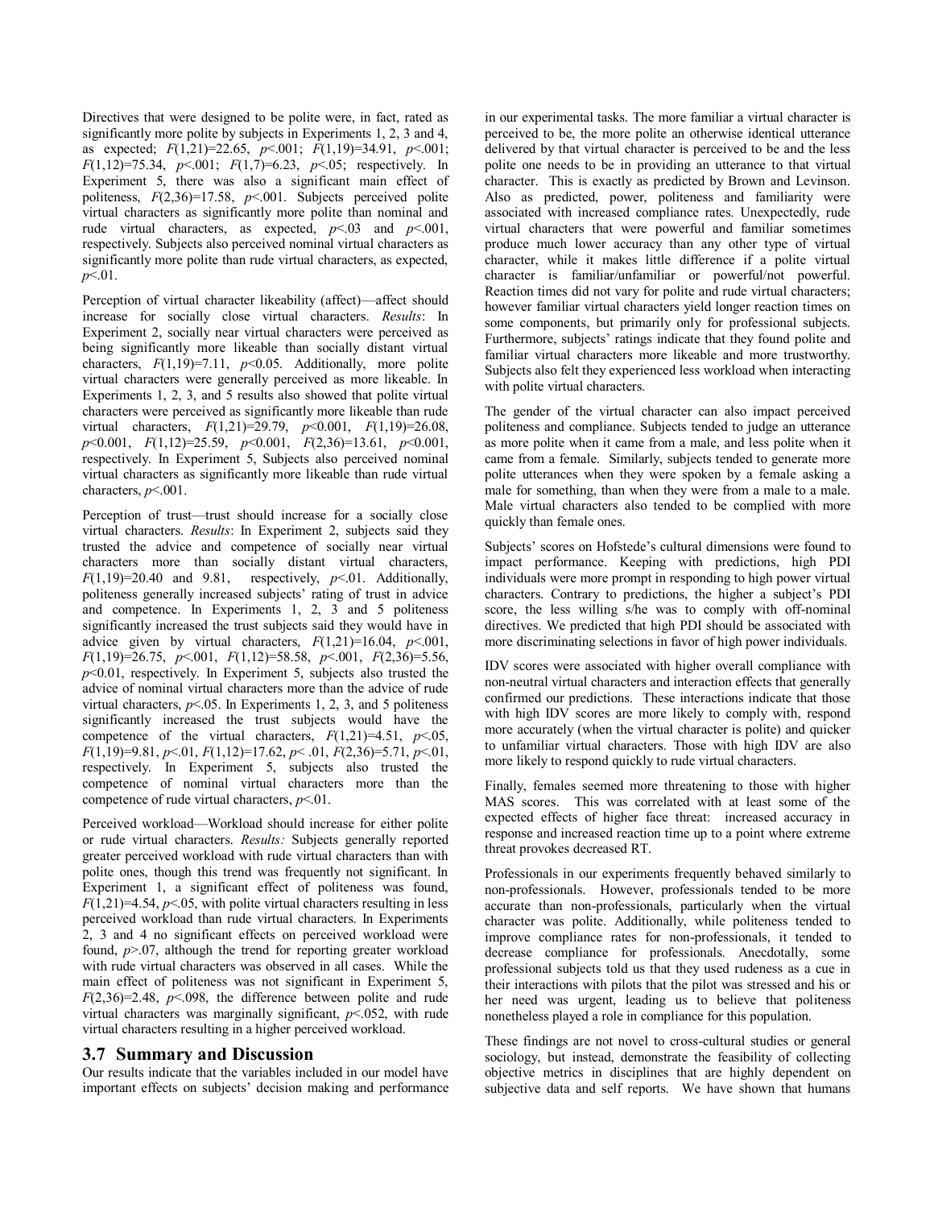Directives that were designed to be polite were, in fact, rated as significantly more polite by subjects in Experiments 1, 2, 3 and 4, as expected; $F(1,21)=22.65$, $p<.001$; $F(1,19)=34.91$, $p<.001$; $F(1,12)=75.34$, $p<.001$; $F(1,7)=6.23$, $p<.05$; respectively. In Experiment 5, there was also a significant main effect of politeness, $F(2,36)=17.58$, $p<.001$. Subjects perceived polite virtual characters as significantly more polite than nominal and rude virtual characters, as expected, $p<.03$ and $p<.001$, respectively. Subjects also perceived nominal virtual characters as significantly more polite than rude virtual characters, as expected, $p<.01$.

Perception of virtual character likeability (affect)—affect should increase for socially close virtual characters. *Results*: In Experiment 2, socially near virtual characters were perceived as being significantly more likeable than socially distant virtual characters, $F(1,19)=7.11$, $p<0.05$. Additionally, more polite virtual characters were generally perceived as more likeable. In Experiments 1, 2, 3, and 5 results also showed that polite virtual characters were perceived as significantly more likeable than rude virtual characters, $F(1,21)=29.79$, $p<0.001$, $F(1,19)=26.08$, $p<0.001$, $F(1,12)=25.59$, $p<0.001$, $F(2,36)=13.61$, $p<0.001$, respectively. In Experiment 5, Subjects also perceived nominal virtual characters as significantly more likeable than rude virtual characters, $p<.001$.

Perception of trust—trust should increase for a socially close virtual characters. *Results*: In Experiment 2, subjects said they trusted the advice and competence of socially near virtual characters more than socially distant virtual characters, $F(1,19)=20.40$ and $9.81$, respectively, $p<.01$. Additionally, politeness generally increased subjects' rating of trust in advice and competence. In Experiments 1, 2, 3 and 5 politeness significantly increased the trust subjects said they would have in advice given by virtual characters, $F(1,21)=16.04$, $p<.001$, $F(1,19)=26.75$, $p<.001$, $F(1,12)=58.58$, $p<.001$, $F(2,36)=5.56$, $p<0.01$, respectively. In Experiment 5, subjects also trusted the advice of nominal virtual characters more than the advice of rude virtual characters, $p<.05$. In Experiments 1, 2, 3, and 5 politeness significantly increased the trust subjects would have the competence of the virtual characters, $F(1,21)=4.51$, $p<.05$, $F(1,19)=9.81$, $p<.01$, $F(1,12)=17.62$, $p<.01$, $F(2,36)=5.71$, $p<.01$, respectively. In Experiment 5, subjects also trusted the competence of nominal virtual characters more than the competence of rude virtual characters, $p<.01$.

Perceived workload—Workload should increase for either polite or rude virtual characters. *Results:* Subjects generally reported greater perceived workload with rude virtual characters than with polite ones, though this trend was frequently not significant. In Experiment 1, a significant effect of politeness was found, $F(1,21)=4.54$, $p<.05$, with polite virtual characters resulting in less perceived workload than rude virtual characters. In Experiments 2, 3 and 4 no significant effects on perceived workload were found, $p>.07$, although the trend for reporting greater workload with rude virtual characters was observed in all cases. While the main effect of politeness was not significant in Experiment 5, $F(2,36)=2.48$, $p<.098$, the difference between polite and rude virtual characters was marginally significant, $p<.052$, with rude virtual characters resulting in a higher perceived workload.

### 3.7 Summary and Discussion

Our results indicate that the variables included in our model have important effects on subjects' decision making and performance in our experimental tasks. The more familiar a virtual character is perceived to be, the more polite an otherwise identical utterance delivered by that virtual character is perceived to be and the less polite one needs to be in providing an utterance to that virtual character. This is exactly as predicted by Brown and Levinson. Also as predicted, power, politeness and familiarity were associated with increased compliance rates. Unexpectedly, rude virtual characters that were powerful and familiar sometimes produce much lower accuracy than any other type of virtual character, while it makes little difference if a polite virtual character is familiar/unfamiliar or powerful/not powerful. Reaction times did not vary for polite and rude virtual characters; however familiar virtual characters yield longer reaction times on some components, but primarily only for professional subjects. Furthermore, subjects' ratings indicate that they found polite and familiar virtual characters more likeable and more trustworthy. Subjects also felt they experienced less workload when interacting with polite virtual characters.

The gender of the virtual character can also impact perceived politeness and compliance. Subjects tended to judge an utterance as more polite when it came from a male, and less polite when it came from a female. Similarly, subjects tended to generate more polite utterances when they were spoken by a female asking a male for something, than when they were from a male to a male. Male virtual characters also tended to be complied with more quickly than female ones.

Subjects' scores on Hofstede's cultural dimensions were found to impact performance. Keeping with predictions, high PDI individuals were more prompt in responding to high power virtual characters. Contrary to predictions, the higher a subject's PDI score, the less willing s/he was to comply with off-nominal directives. We predicted that high PDI should be associated with more discriminating selections in favor of high power individuals.

IDV scores were associated with higher overall compliance with non-neutral virtual characters and interaction effects that generally confirmed our predictions. These interactions indicate that those with high IDV scores are more likely to comply with, respond more accurately (when the virtual character is polite) and quicker to unfamiliar virtual characters. Those with high IDV are also more likely to respond quickly to rude virtual characters.

Finally, females seemed more threatening to those with higher MAS scores. This was correlated with at least some of the expected effects of higher face threat: increased accuracy in response and increased reaction time up to a point where extreme threat provokes decreased RT.

Professionals in our experiments frequently behaved similarly to non-professionals. However, professionals tended to be more accurate than non-professionals, particularly when the virtual character was polite. Additionally, while politeness tended to improve compliance rates for non-professionals, it tended to decrease compliance for professionals. Anecdotally, some professional subjects told us that they used rudeness as a cue in their interactions with pilots that the pilot was stressed and his or her need was urgent, leading us to believe that politeness nonetheless played a role in compliance for this population.

These findings are not novel to cross-cultural studies or general sociology, but instead, demonstrate the feasibility of collecting objective metrics in disciplines that are highly dependent on subjective data and self reports. We have shown that humans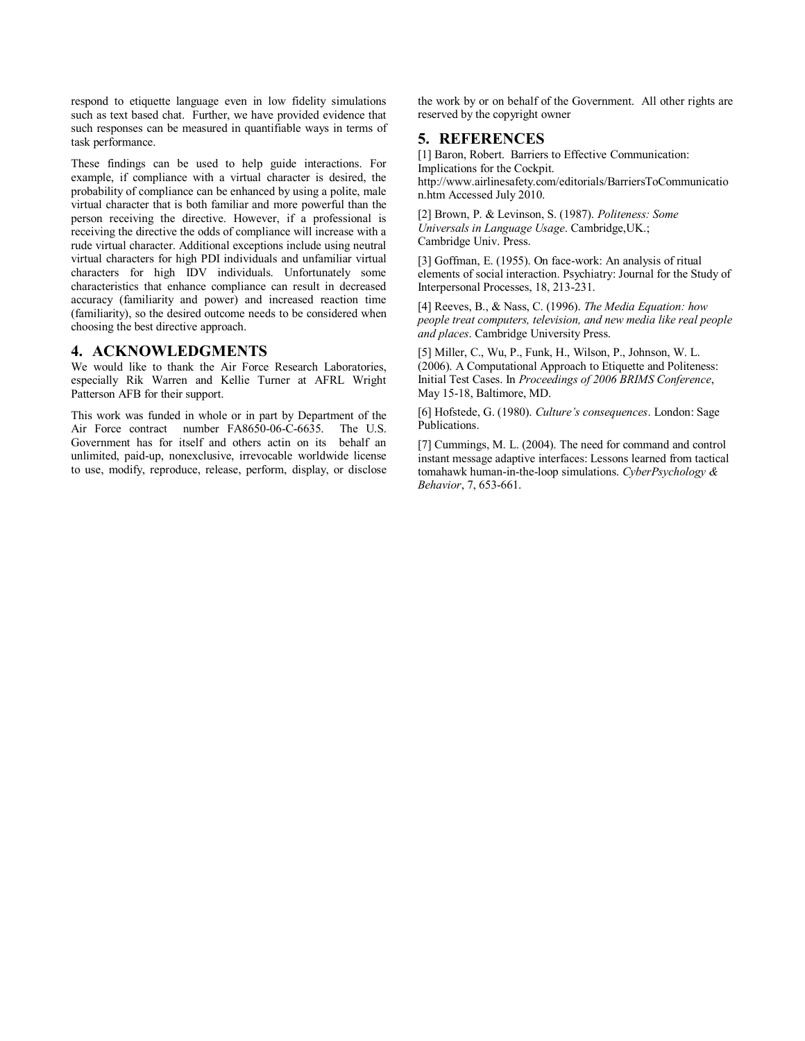respond to etiquette language even in low fidelity simulations such as text based chat. Further, we have provided evidence that such responses can be measured in quantifiable ways in terms of task performance.

These findings can be used to help guide interactions. For example, if compliance with a virtual character is desired, the probability of compliance can be enhanced by using a polite, male virtual character that is both familiar and more powerful than the person receiving the directive. However, if a professional is receiving the directive the odds of compliance will increase with a rude virtual character. Additional exceptions include using neutral virtual characters for high PDI individuals and unfamiliar virtual characters for high IDV individuals. Unfortunately some characteristics that enhance compliance can result in decreased accuracy (familiarity and power) and increased reaction time (familiarity), so the desired outcome needs to be considered when choosing the best directive approach.

## 4. ACKNOWLEDGMENTS

We would like to thank the Air Force Research Laboratories, especially Rik Warren and Kellie Turner at AFRL Wright Patterson AFB for their support.

This work was funded in whole or in part by Department of the Air Force contract number FA8650-06-C-6635. The U.S. Government has for itself and others actin on its behalf an unlimited, paid-up, nonexclusive, irrevocable worldwide license to use, modify, reproduce, release, perform, display, or disclose the work by or on behalf of the Government. All other rights are reserved by the copyright owner

## 5. REFERENCES

[1] Baron, Robert. Barriers to Effective Communication: Implications for the Cockpit. http://www.airlinesafety.com/editorials/BarriersToCommunication.htm Accessed July 2010.

[2] Brown, P. & Levinson, S. (1987). *Politeness: Some Universals in Language Usage*. Cambridge,UK.; Cambridge Univ. Press.

[3] Goffman, E. (1955). On face-work: An analysis of ritual elements of social interaction. Psychiatry: Journal for the Study of Interpersonal Processes, 18, 213-231.

[4] Reeves, B., & Nass, C. (1996). *The Media Equation: how people treat computers, television, and new media like real people and places*. Cambridge University Press.

[5] Miller, C., Wu, P., Funk, H., Wilson, P., Johnson, W. L. (2006). A Computational Approach to Etiquette and Politeness: Initial Test Cases. In *Proceedings of 2006 BRIMS Conference*, May 15-18, Baltimore, MD.

[6] Hofstede, G. (1980). *Culture's consequences*. London: Sage Publications.

[7] Cummings, M. L. (2004). The need for command and control instant message adaptive interfaces: Lessons learned from tactical tomahawk human-in-the-loop simulations. *CyberPsychology & Behavior*, 7, 653-661.